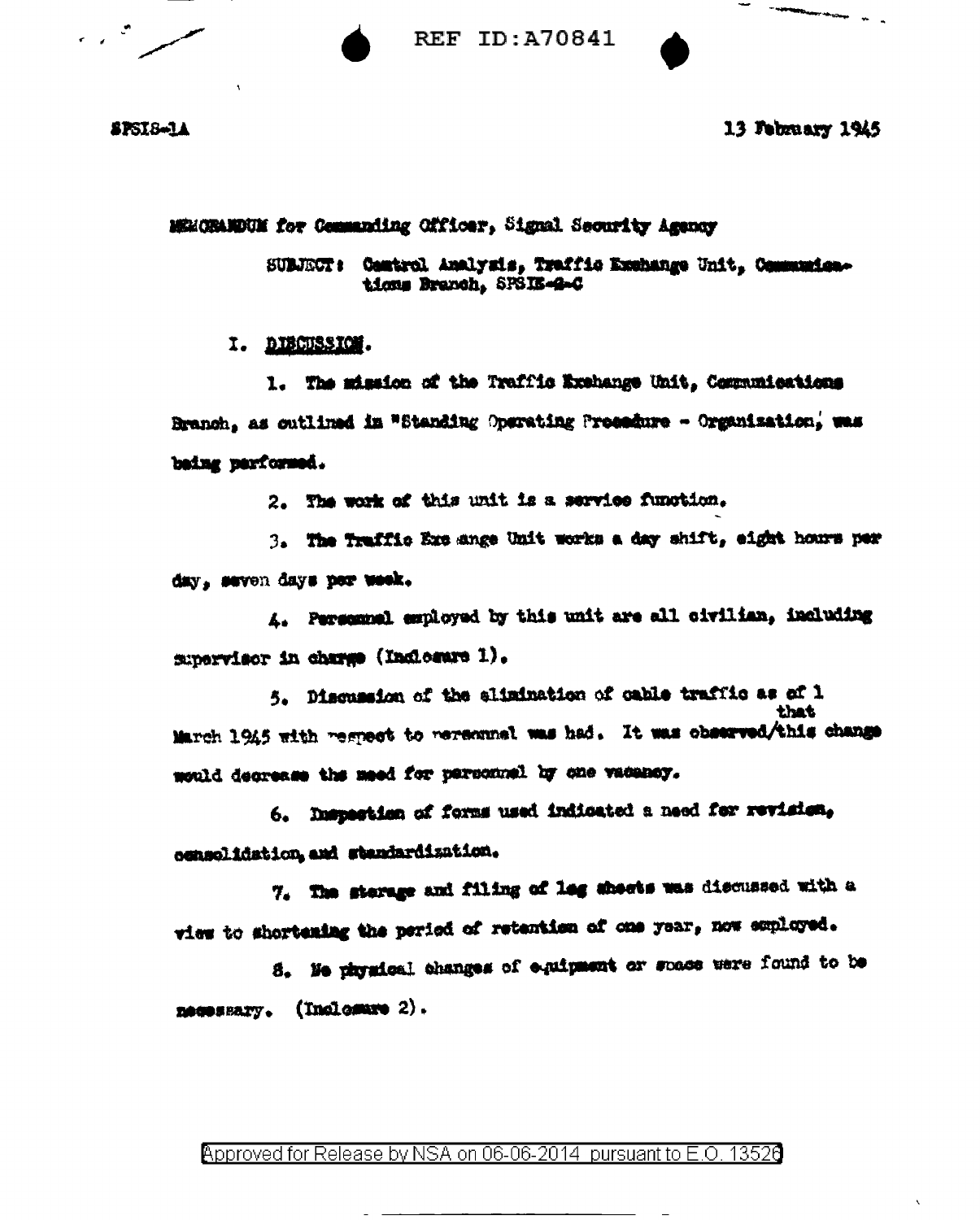SPSIS-1A

13 February 1945

MEMORANDUM for Commanding Officer, Signal Security Agency

SUBJECT: Control Analysis, Traffic Exchange Unit, Communications Branch, SPSIS-2-C

I. DISCUSSION.

1. The mission of the Traffic Exchange Unit, Communications Branch, as outlined in "Standing Operating Procedure - Organization," was being performed.

2. The work of this unit is a service function.

3. The Traffic Exchange Unit works a day shift, eight hours per day, seven days per week.

4. Personnel employed by this unit are all civilian, including supervisor in charge (Inclosure 1).

5. Discussion of the elimination of cable traffic as of 1 March 1945 with respect to personnel was had. It was observed that this change would decrease the need for personnel by one vacancy.

6. Inspection of forms used indicated a need for revision, consolidation, and standardization.

7. The storage and filing of log sheets was discussed with a view to shortening the period of retention of one year, now employed.

8. No physical changes of equipment or space were found to be necessary. (Inclosure 2).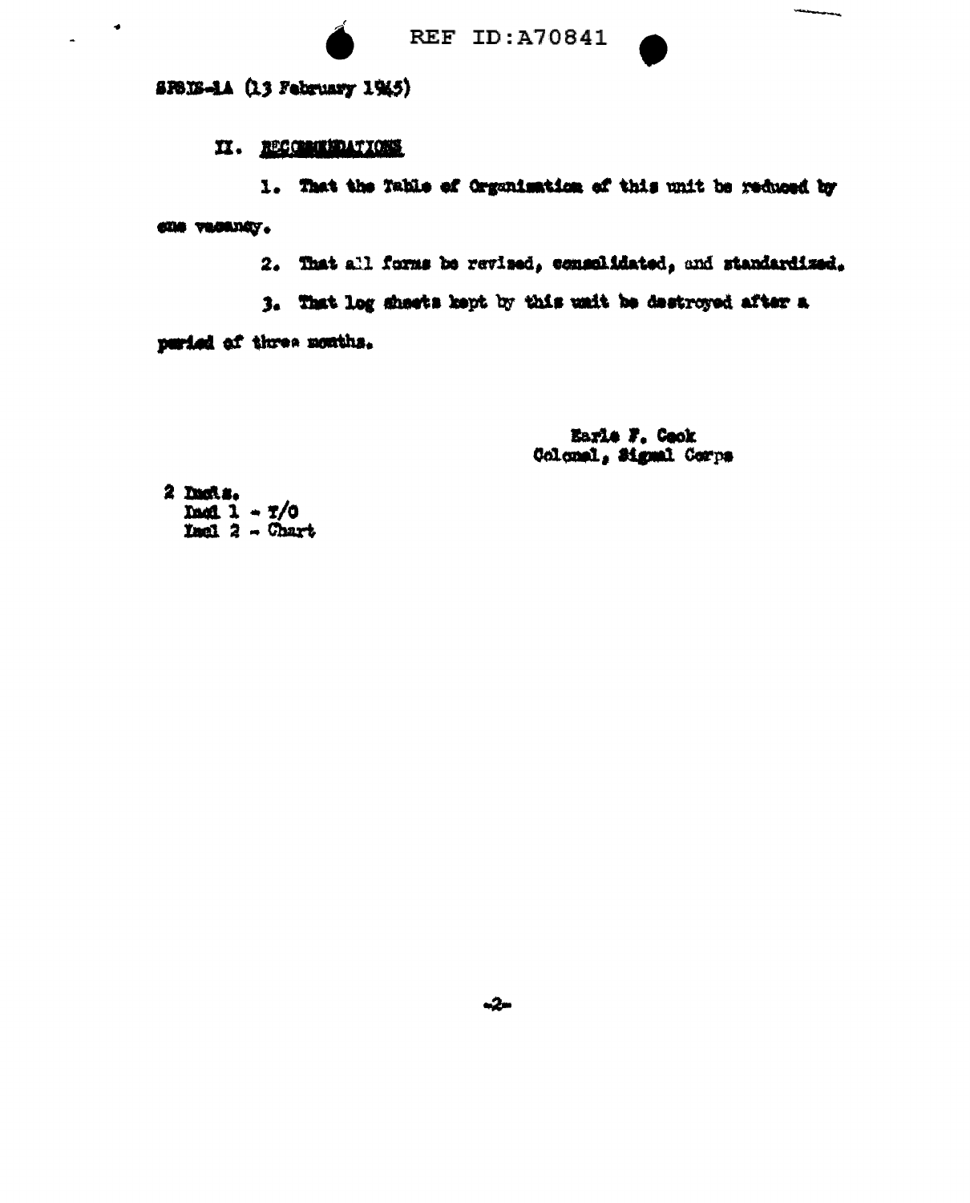SPSIS-1A (13 February 1945)

## II. RECOMMENDATIONS

1. That the Table of Organization of this unit be reduced by one vacancy.

2. That all forms be revised, consolidated, and standardized.

3. That log sheets kept by this unit be destroyed after a period of three months.

Earle F. Cook
Colonel, Signal Corps

2 Incls.
Incl 1 - T/O
Incl 2 - Chart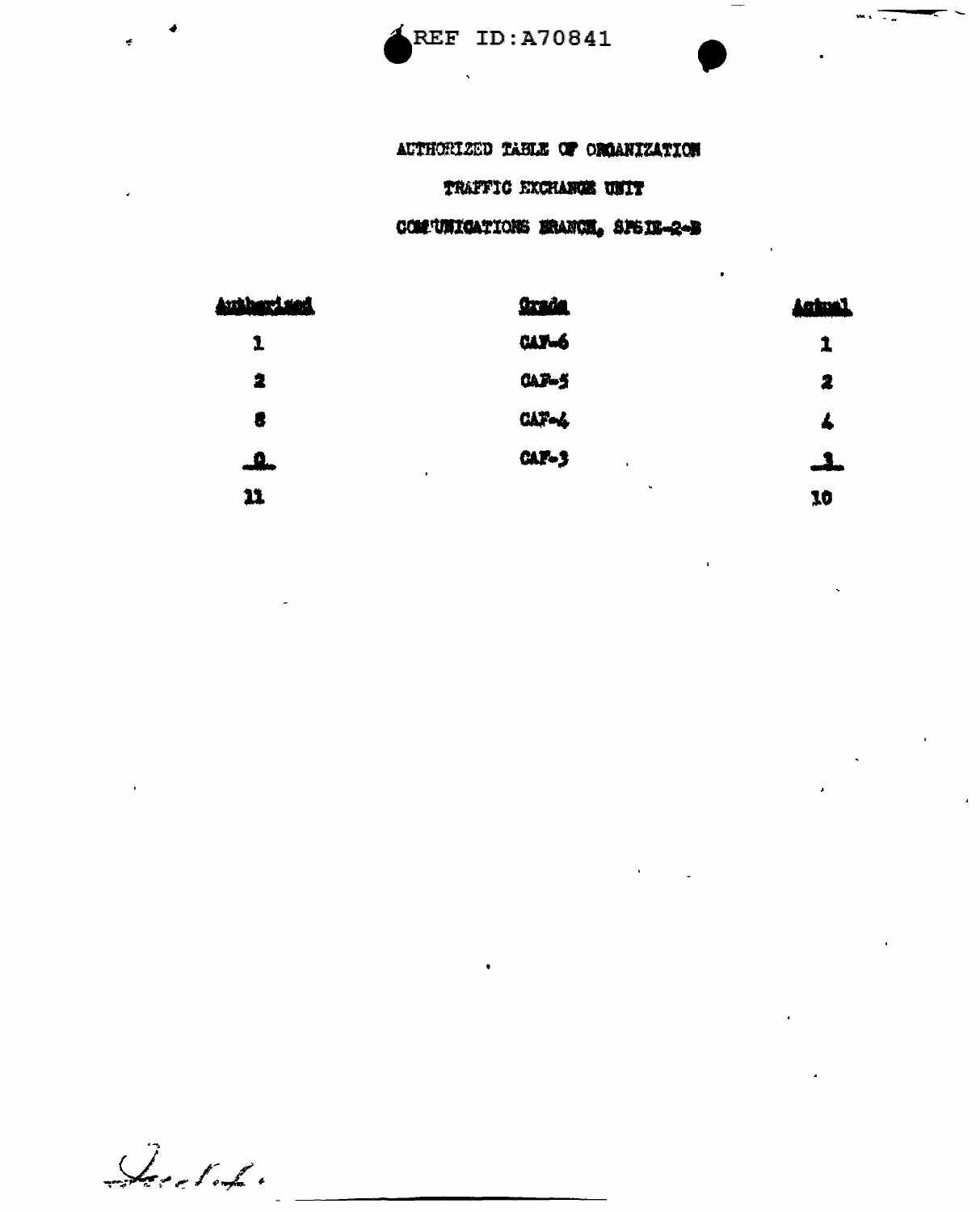AUTHORIZED TABLE OF ORGANIZATION

TRAFFIC EXCHANGE UNIT

COMMUNICATIONS BRANCH, SPSIS-2-B

| Authorized | Grade | Actual |
|---|---|---|
| 1 | CAF-6 | 1 |
| 2 | CAF-5 | 2 |
| 8 | CAF-4 | 4 |
| 0 | CAF-3 | 3 |
| 11 | | 10 |